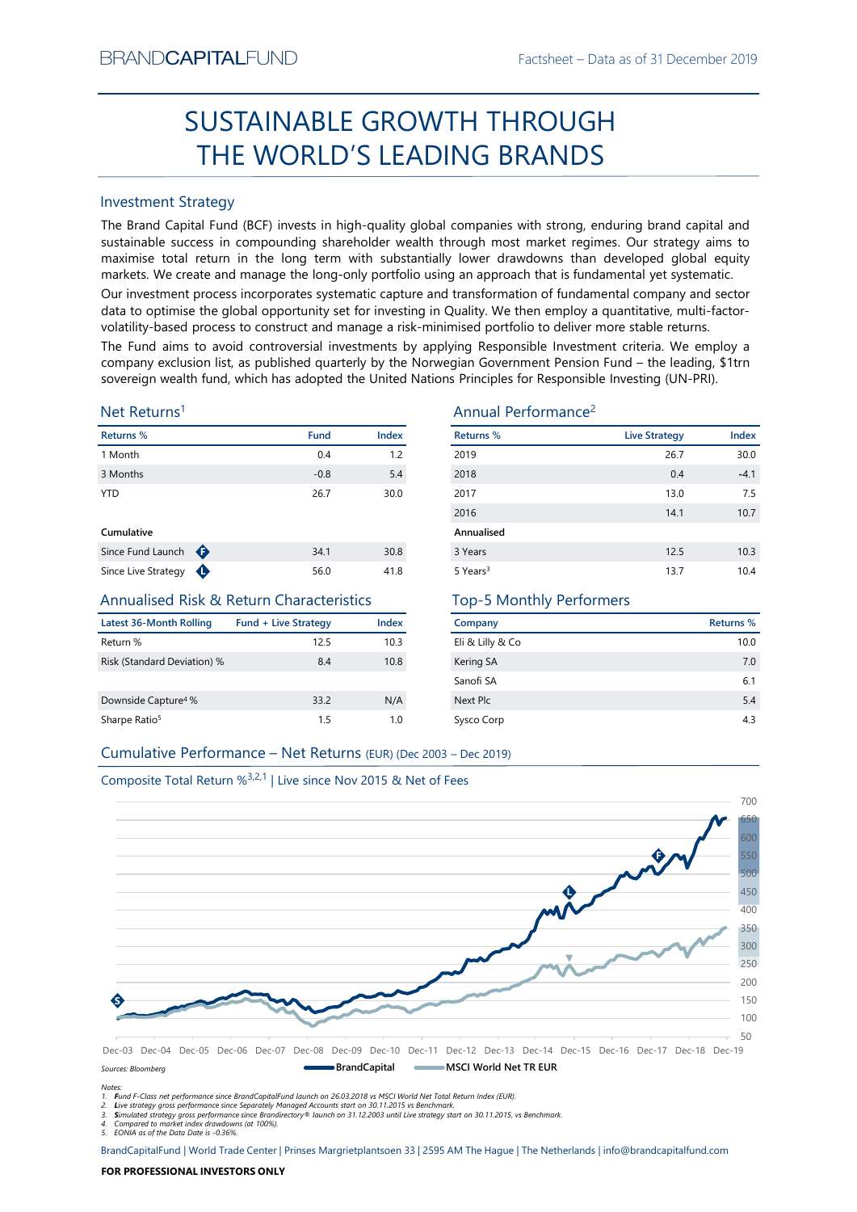BRANDCAPITALFUND

Factsheet – Data as of 31 December 2019

# SUSTAINABLE GROWTH THROUGH THE WORLD'S LEADING BRANDS

## Investment Strategy

The Brand Capital Fund (BCF) invests in high-quality global companies with strong, enduring brand capital and sustainable success in compounding shareholder wealth through most market regimes. Our strategy aims to maximise total return in the long term with substantially lower drawdowns than developed global equity markets. We create and manage the long-only portfolio using an approach that is fundamental yet systematic.

Our investment process incorporates systematic capture and transformation of fundamental company and sector data to optimise the global opportunity set for investing in Quality. We then employ a quantitative, multi-factor-volatility-based process to construct and manage a risk-minimised portfolio to deliver more stable returns.

The Fund aims to avoid controversial investments by applying Responsible Investment criteria. We employ a company exclusion list, as published quarterly by the Norwegian Government Pension Fund – the leading, $1trn sovereign wealth fund, which has adopted the United Nations Principles for Responsible Investing (UN-PRI).

## Net Returns[1]

| Returns % | Fund | Index |
|---|---|---|
| 1 Month | 0.4 | 1.2 |
| 3 Months | -0.8 | 5.4 |
| YTD | 26.7 | 30.0 |
| **Cumulative** | | |
| Since Fund Launch (F) | 34.1 | 30.8 |
| Since Live Strategy (L) | 56.0 | 41.8 |

## Annual Performance[2]

| Returns % | Live Strategy | Index |
|---|---|---|
| 2019 | 26.7 | 30.0 |
| 2018 | 0.4 | -4.1 |
| 2017 | 13.0 | 7.5 |
| 2016 | 14.1 | 10.7 |
| **Annualised** | | |
| 3 Years | 12.5 | 10.3 |
| 5 Years[3] | 13.7 | 10.4 |

## Annualised Risk & Return Characteristics

| Latest 36-Month Rolling | Fund + Live Strategy | Index |
|---|---|---|
| Return % | 12.5 | 10.3 |
| Risk (Standard Deviation) % | 8.4 | 10.8 |
| Downside Capture[4] % | 33.2 | N/A |
| Sharpe Ratio[5] | 1.5 | 1.0 |

## Top-5 Monthly Performers

| Company | Returns % |
|---|---|
| Eli & Lilly & Co | 10.0 |
| Kering SA | 7.0 |
| Sanofi SA | 6.1 |
| Next Plc | 5.4 |
| Sysco Corp | 4.3 |

## Cumulative Performance – Net Returns (EUR) (Dec 2003 – Dec 2019)

Composite Total Return %[3,2,1] | Live since Nov 2015 & Net of Fees

Sources: Bloomberg

BrandCapital — MSCI World Net TR EUR

Notes:
1. Fund F-Class net performance since BrandCapitalFund launch on 26.03.2018 vs MSCI World Net Total Return Index (EUR).
2. Live strategy gross performance since Separately Managed Accounts start on 30.11.2015 vs Benchmark.
3. Simulated strategy gross performance since Brandirectory® launch on 31.12.2003 until Live strategy start on 30.11.2015, vs Benchmark.
4. Compared to market index drawdowns (at 100%).
5. EONIA as of the Data Date is -0.36%.

BrandCapitalFund | World Trade Center | Prinses Margrietplantsoen 33 | 2595 AM The Hague | The Netherlands | info@brandcapitalfund.com

**FOR PROFESSIONAL INVESTORS ONLY**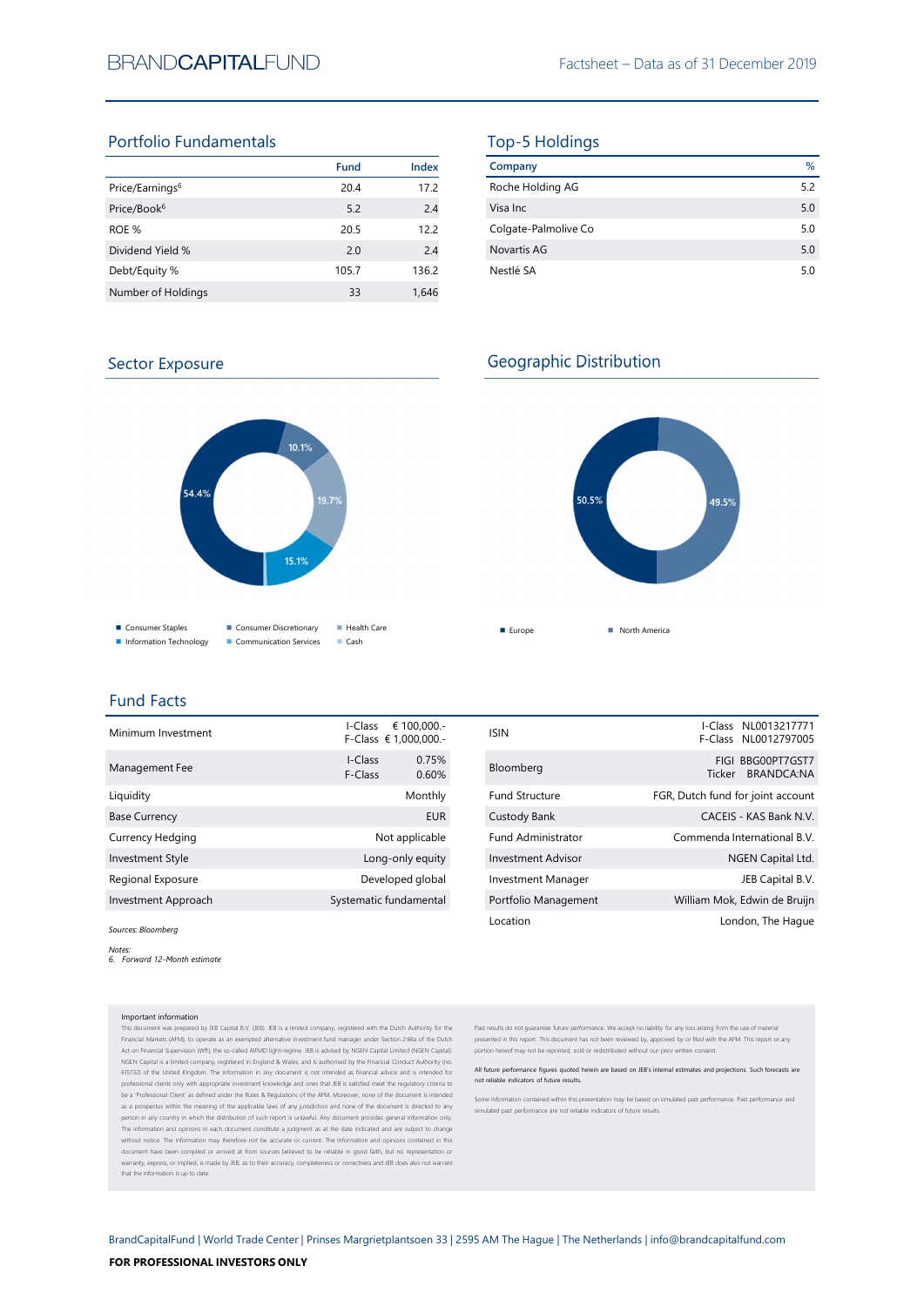BRANDCAPITALFUND

Factsheet – Data as of 31 December 2019

## Portfolio Fundamentals

| | Fund | Index |
|---|---|---|
| Price/Earnings[6] | 20.4 | 17.2 |
| Price/Book[6] | 5.2 | 2.4 |
| ROE % | 20.5 | 12.2 |
| Dividend Yield % | 2.0 | 2.4 |
| Debt/Equity % | 105.7 | 136.2 |
| Number of Holdings | 33 | 1,646 |

## Top-5 Holdings

| Company | % |
|---|---|
| Roche Holding AG | 5.2 |
| Visa Inc | 5.0 |
| Colgate-Palmolive Co | 5.0 |
| Novartis AG | 5.0 |
| Nestlé SA | 5.0 |

## Sector Exposure

10.1%
19.7%
15.1%
54.4%

Consumer Staples
Consumer Discretionary
Health Care
Information Technology
Communication Services
Cash

## Geographic Distribution

50.5%
49.5%

Europe
North America

## Fund Facts

| | |
|---|---|
| Minimum Investment | I-Class € 100,000.- F-Class € 1,000,000.- |
| Management Fee | I-Class 0.75% F-Class 0.60% |
| Liquidity | Monthly |
| Base Currency | EUR |
| Currency Hedging | Not applicable |
| Investment Style | Long-only equity |
| Regional Exposure | Developed global |
| Investment Approach | Systematic fundamental |

| | |
|---|---|
| ISIN | I-Class NL0013217771 F-Class NL0012797005 |
| Bloomberg | FIGI BBG00PT7GST7 Ticker BRANDCA:NA |
| Fund Structure | FGR, Dutch fund for joint account |
| Custody Bank | CACEIS - KAS Bank N.V. |
| Fund Administrator | Commenda International B.V. |
| Investment Advisor | NGEN Capital Ltd. |
| Investment Manager | JEB Capital B.V. |
| Portfolio Management | William Mok, Edwin de Bruijn |
| Location | London, The Hague |

*Sources: Bloomberg*

*Notes:*
*6. Forward 12-Month estimate*

Important information

This document was prepared by JEB Capital B.V. (JEB). JEB is a limited company, registered with the Dutch Authority for the Financial Markets (AFM), to operate as an exempted alternative investment fund manager under Section 2:66a of the Dutch Act on Financial Supervision (Wft), the so-called AIFMD light-regime. JEB is advised by NGEN Capital Limited (NGEN Capital). NGEN Capital is a limited company, registered in England & Wales, and is authorised by the Financial Conduct Authority (no. 615732) of the United Kingdom. The information in any document is not intended as financial advice and is intended for professional clients only with appropriate investment knowledge and ones that JEB is satisfied meet the regulatory criteria to be a 'Professional Client' as defined under the Rules & Regulations of the AFM. Moreover, none of the document is intended as a prospectus within the meaning of the applicable laws of any jurisdiction and none of the document is directed to any person in any country in which the distribution of such report is unlawful. Any document provides general information only. The information and opinions in each document constitute a judgment as at the date indicated and are subject to change without notice. The information may therefore not be accurate or current. The information and opinions contained in this document have been compiled or arrived at from sources believed to be reliable in good faith, but no representation or warranty, express, or implied, is made by JEB, as to their accuracy, completeness or correctness and JEB does also not warrant that the information is up to date.

Past results do not guarantee future performance. We accept no liability for any loss arising from the use of material presented in this report. This document has not been reviewed by, approved by or filed with the AFM. This report or any portion hereof may not be reprinted, sold or redistributed without our prior written consent.

All future performance figures quoted herein are based on JEB's internal estimates and projections. Such forecasts are not reliable indicators of future results.

Some information contained within this presentation may be based on simulated past performance. Past performance and simulated past performance are not reliable indicators of future results.

BrandCapitalFund | World Trade Center | Prinses Margrietplantsoen 33 | 2595 AM The Hague | The Netherlands | info@brandcapitalfund.com

**FOR PROFESSIONAL INVESTORS ONLY**